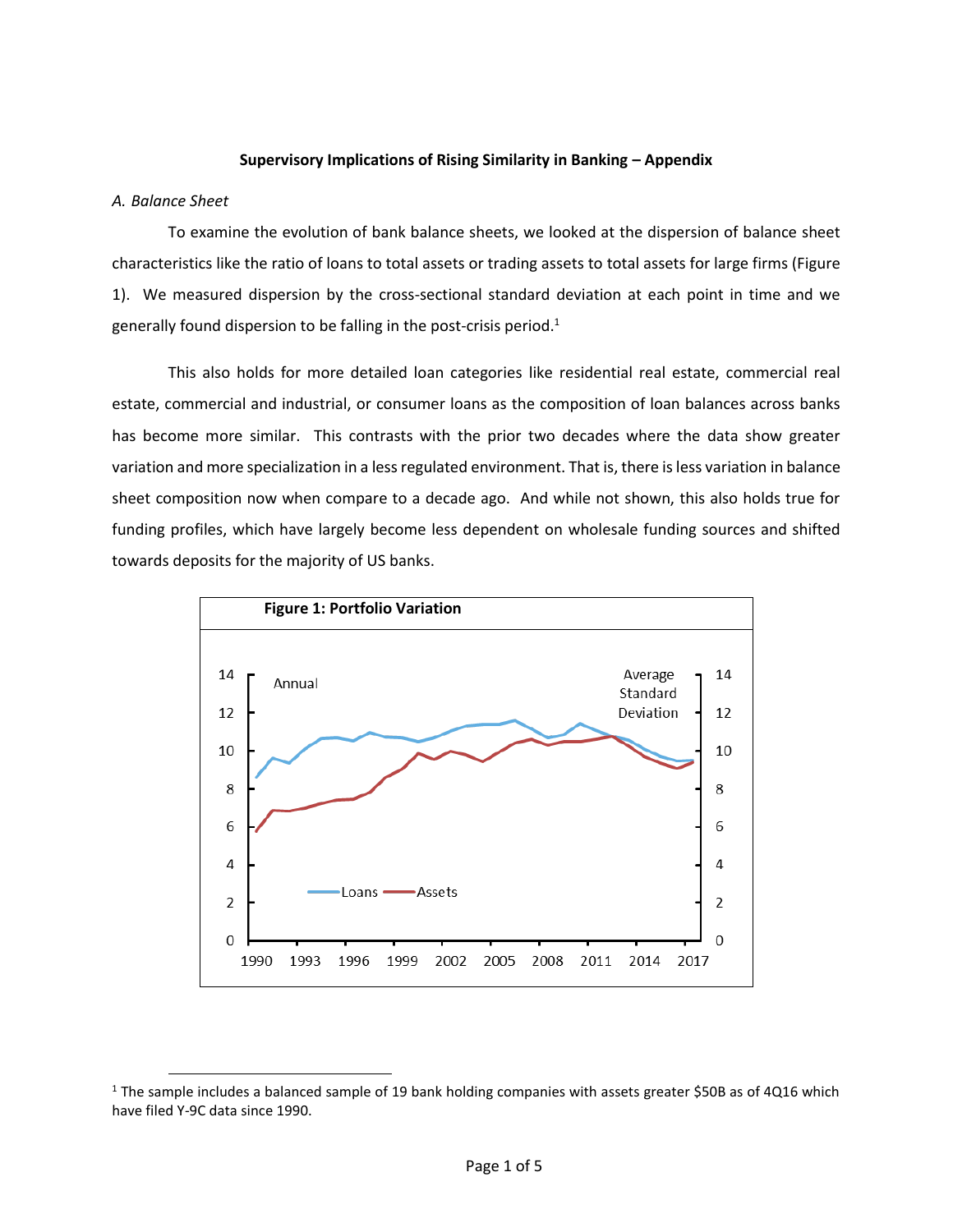**Supervisory Implications of Rising Similarity in Banking – Appendix**

*A. Balance Sheet*

To examine the evolution of bank balance sheets, we looked at the dispersion of balance sheet characteristics like the ratio of loans to total assets or trading assets to total assets for large firms (Figure 1). We measured dispersion by the cross-sectional standard deviation at each point in time and we generally found dispersion to be falling in the post-crisis period.[1]

This also holds for more detailed loan categories like residential real estate, commercial real estate, commercial and industrial, or consumer loans as the composition of loan balances across banks has become more similar. This contrasts with the prior two decades where the data show greater variation and more specialization in a less regulated environment. That is, there is less variation in balance sheet composition now when compare to a decade ago. And while not shown, this also holds true for funding profiles, which have largely become less dependent on wholesale funding sources and shifted towards deposits for the majority of US banks.

**Figure 1: Portfolio Variation**

[1] The sample includes a balanced sample of 19 bank holding companies with assets greater $50B as of 4Q16 which have filed Y-9C data since 1990.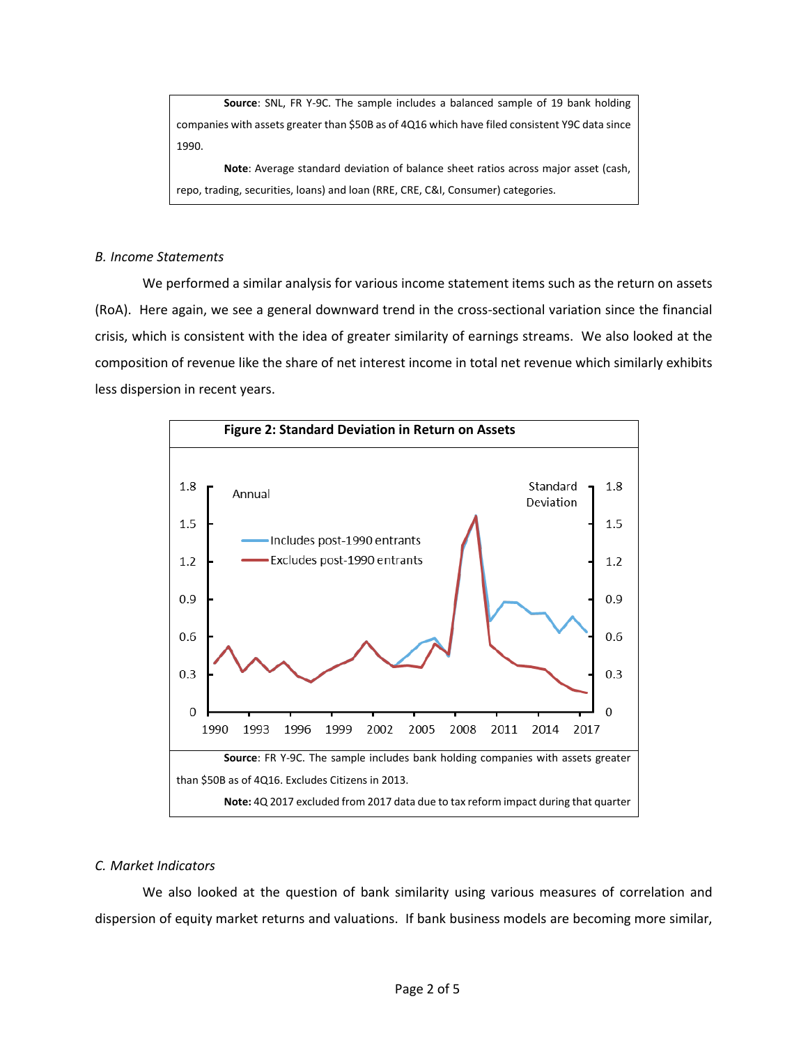**Source**: SNL, FR Y-9C. The sample includes a balanced sample of 19 bank holding companies with assets greater than $50B as of 4Q16 which have filed consistent Y9C data since 1990.

**Note**: Average standard deviation of balance sheet ratios across major asset (cash, repo, trading, securities, loans) and loan (RRE, CRE, C&I, Consumer) categories.

*B. Income Statements*

We performed a similar analysis for various income statement items such as the return on assets (RoA). Here again, we see a general downward trend in the cross-sectional variation since the financial crisis, which is consistent with the idea of greater similarity of earnings streams. We also looked at the composition of revenue like the share of net interest income in total net revenue which similarly exhibits less dispersion in recent years.

**Figure 2: Standard Deviation in Return on Assets**

**Source**: FR Y-9C. The sample includes bank holding companies with assets greater than $50B as of 4Q16. Excludes Citizens in 2013.

**Note:** 4Q 2017 excluded from 2017 data due to tax reform impact during that quarter

*C. Market Indicators*

We also looked at the question of bank similarity using various measures of correlation and dispersion of equity market returns and valuations. If bank business models are becoming more similar,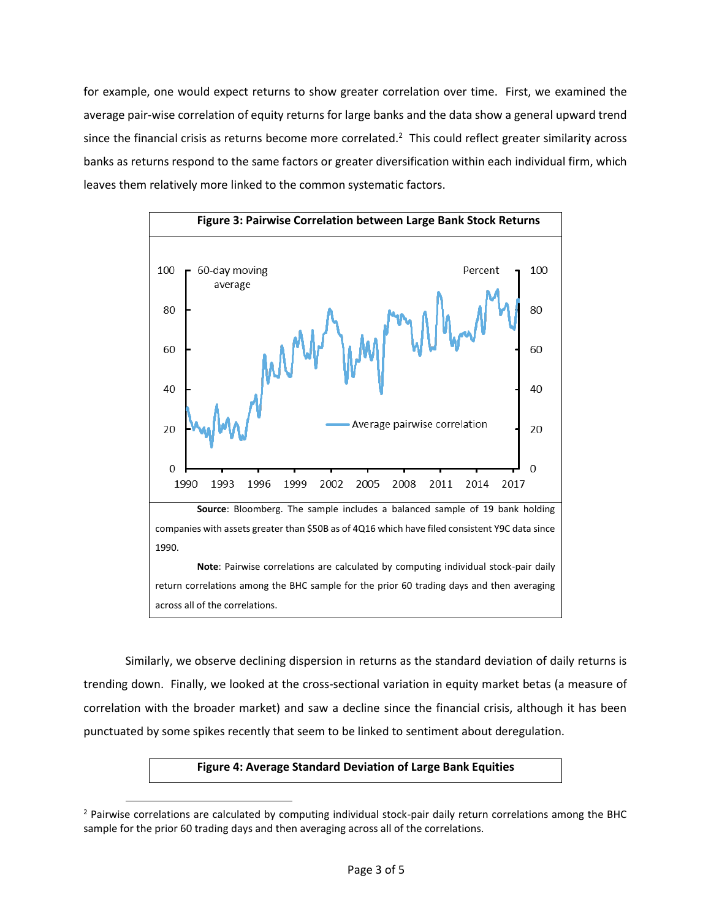for example, one would expect returns to show greater correlation over time. First, we examined the average pair-wise correlation of equity returns for large banks and the data show a general upward trend since the financial crisis as returns become more correlated.[2] This could reflect greater similarity across banks as returns respond to the same factors or greater diversification within each individual firm, which leaves them relatively more linked to the common systematic factors.

**Figure 3: Pairwise Correlation between Large Bank Stock Returns**

**Source**: Bloomberg. The sample includes a balanced sample of 19 bank holding companies with assets greater than $50B as of 4Q16 which have filed consistent Y9C data since 1990.

**Note**: Pairwise correlations are calculated by computing individual stock-pair daily return correlations among the BHC sample for the prior 60 trading days and then averaging across all of the correlations.

Similarly, we observe declining dispersion in returns as the standard deviation of daily returns is trending down. Finally, we looked at the cross-sectional variation in equity market betas (a measure of correlation with the broader market) and saw a decline since the financial crisis, although it has been punctuated by some spikes recently that seem to be linked to sentiment about deregulation.

**Figure 4: Average Standard Deviation of Large Bank Equities**

[2] Pairwise correlations are calculated by computing individual stock-pair daily return correlations among the BHC sample for the prior 60 trading days and then averaging across all of the correlations.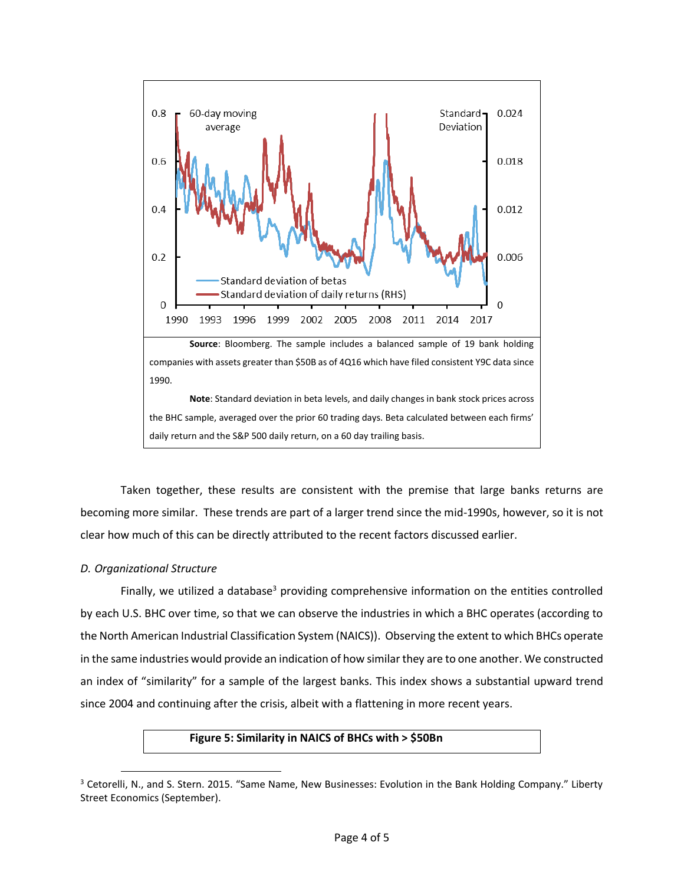**Source**: Bloomberg. The sample includes a balanced sample of 19 bank holding companies with assets greater than $50B as of 4Q16 which have filed consistent Y9C data since 1990.

**Note**: Standard deviation in beta levels, and daily changes in bank stock prices across the BHC sample, averaged over the prior 60 trading days. Beta calculated between each firms' daily return and the S&P 500 daily return, on a 60 day trailing basis.

Taken together, these results are consistent with the premise that large banks returns are becoming more similar. These trends are part of a larger trend since the mid-1990s, however, so it is not clear how much of this can be directly attributed to the recent factors discussed earlier.

*D. Organizational Structure*

Finally, we utilized a database[3] providing comprehensive information on the entities controlled by each U.S. BHC over time, so that we can observe the industries in which a BHC operates (according to the North American Industrial Classification System (NAICS)). Observing the extent to which BHCs operate in the same industries would provide an indication of how similar they are to one another. We constructed an index of "similarity" for a sample of the largest banks. This index shows a substantial upward trend since 2004 and continuing after the crisis, albeit with a flattening in more recent years.

**Figure 5: Similarity in NAICS of BHCs with > $50Bn**

[3] Cetorelli, N., and S. Stern. 2015. "Same Name, New Businesses: Evolution in the Bank Holding Company." Liberty Street Economics (September).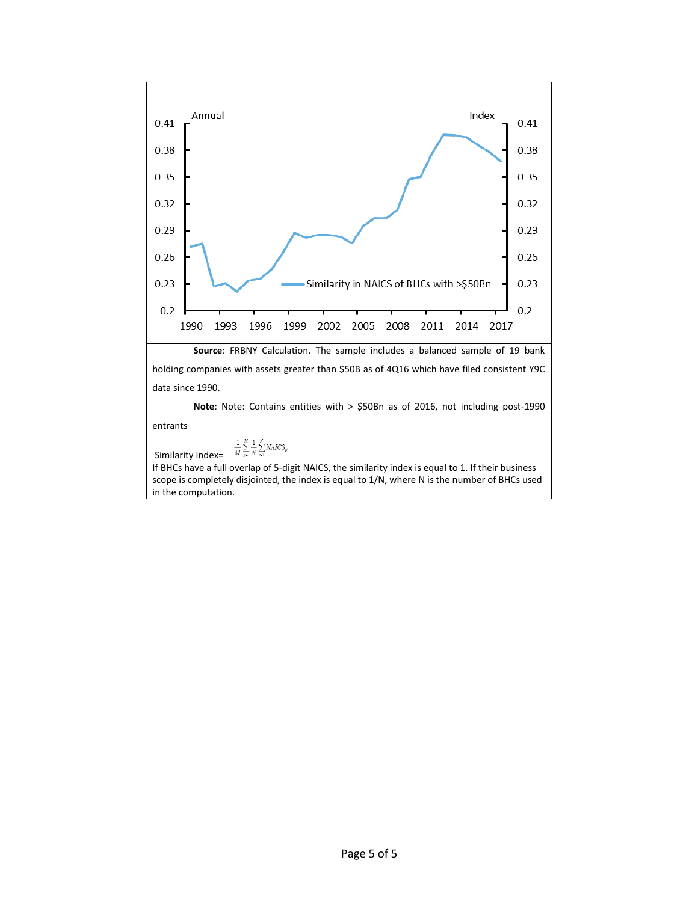Annual

Index

0.41
0.38
0.35
0.32
0.29
0.26
0.23
0.2

1990 1993 1996 1999 2002 2005 2008 2011 2014 2017

Similarity in NAICS of BHCs with >$50Bn

**Source**: FRBNY Calculation. The sample includes a balanced sample of 19 bank holding companies with assets greater than $50B as of 4Q16 which have filed consistent Y9C data since 1990.

**Note**: Note: Contains entities with > $50Bn as of 2016, not including post-1990 entrants

Similarity index= $\frac{1}{M}\sum_{j=1}^{M}\frac{1}{N}\sum_{i=1}^{N}NAICS_{ij}$

If BHCs have a full overlap of 5-digit NAICS, the similarity index is equal to 1. If their business scope is completely disjointed, the index is equal to 1/N, where N is the number of BHCs used in the computation.